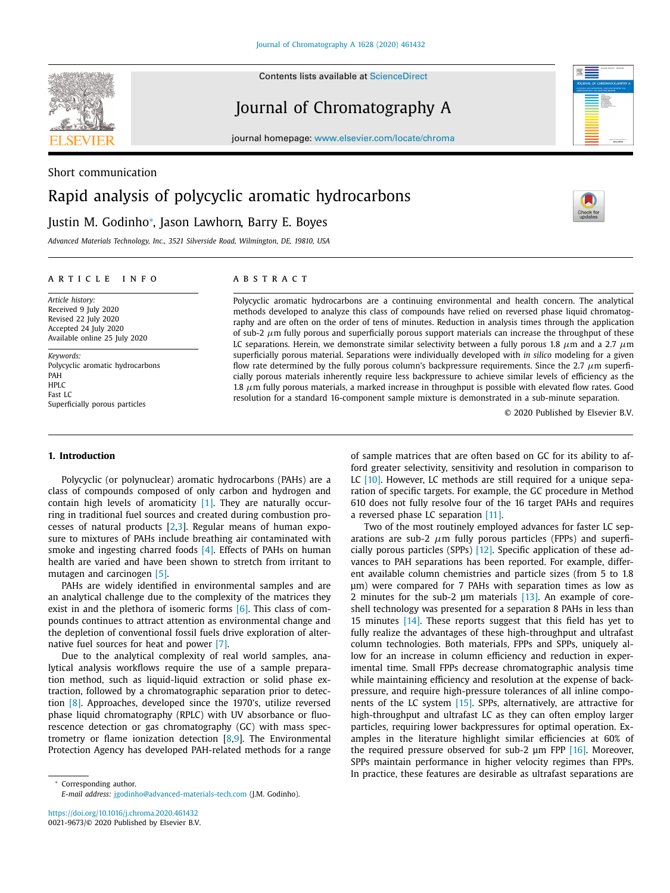Short communication

# Rapid analysis of polycyclic aromatic hydrocarbons

Justin M. Godinho*, Jason Lawhorn, Barry E. Boyes

*Advanced Materials Technology, Inc., 3521 Silverside Road, Wilmington, DE, 19810, USA*

**ARTICLE INFO**

*Article history:*
Received 9 July 2020
Revised 22 July 2020
Accepted 24 July 2020
Available online 25 July 2020

*Keywords:*
Polycyclic aromatic hydrocarbons
PAH
HPLC
Fast LC
Superficially porous particles

**ABSTRACT**

Polycyclic aromatic hydrocarbons are a continuing environmental and health concern. The analytical methods developed to analyze this class of compounds have relied on reversed phase liquid chromatography and are often on the order of tens of minutes. Reduction in analysis times through the application of sub-2 $\mu$m fully porous and superficially porous support materials can increase the throughput of these LC separations. Herein, we demonstrate similar selectivity between a fully porous 1.8 $\mu$m and a 2.7 $\mu$m superficially porous material. Separations were individually developed with *in silico* modeling for a given flow rate determined by the fully porous column's backpressure requirements. Since the 2.7 $\mu$m superficially porous materials inherently require less backpressure to achieve similar levels of efficiency as the 1.8 $\mu$m fully porous materials, a marked increase in throughput is possible with elevated flow rates. Good resolution for a standard 16-component sample mixture is demonstrated in a sub-minute separation.

© 2020 Published by Elsevier B.V.

## 1. Introduction

Polycyclic (or polynuclear) aromatic hydrocarbons (PAHs) are a class of compounds composed of only carbon and hydrogen and contain high levels of aromaticity [1]. They are naturally occurring in traditional fuel sources and created during combustion processes of natural products [2,3]. Regular means of human exposure to mixtures of PAHs include breathing air contaminated with smoke and ingesting charred foods [4]. Effects of PAHs on human health are varied and have been shown to stretch from irritant to mutagen and carcinogen [5].

PAHs are widely identified in environmental samples and are an analytical challenge due to the complexity of the matrices they exist in and the plethora of isomeric forms [6]. This class of compounds continues to attract attention as environmental change and the depletion of conventional fossil fuels drive exploration of alternative fuel sources for heat and power [7].

Due to the analytical complexity of real world samples, analytical analysis workflows require the use of a sample preparation method, such as liquid-liquid extraction or solid phase extraction, followed by a chromatographic separation prior to detection [8]. Approaches, developed since the 1970's, utilize reversed phase liquid chromatography (RPLC) with UV absorbance or fluorescence detection or gas chromatography (GC) with mass spectrometry or flame ionization detection [8,9]. The Environmental Protection Agency has developed PAH-related methods for a range of sample matrices that are often based on GC for its ability to afford greater selectivity, sensitivity and resolution in comparison to LC [10]. However, LC methods are still required for a unique separation of specific targets. For example, the GC procedure in Method 610 does not fully resolve four of the 16 target PAHs and requires a reversed phase LC separation [11].

Two of the most routinely employed advances for faster LC separations are sub-2 $\mu$m fully porous particles (FPPs) and superficially porous particles (SPPs) [12]. Specific application of these advances to PAH separations has been reported. For example, different available column chemistries and particle sizes (from 5 to 1.8 µm) were compared for 7 PAHs with separation times as low as 2 minutes for the sub-2 µm materials [13]. An example of core-shell technology was presented for a separation 8 PAHs in less than 15 minutes [14]. These reports suggest that this field has yet to fully realize the advantages of these high-throughput and ultrafast column technologies. Both materials, FPPs and SPPs, uniquely allow for an increase in column efficiency and reduction in experimental time. Small FPPs decrease chromatographic analysis time while maintaining efficiency and resolution at the expense of backpressure, and require high-pressure tolerances of all inline components of the LC system [15]. SPPs, alternatively, are attractive for high-throughput and ultrafast LC as they can often employ larger particles, requiring lower backpressures for optimal operation. Examples in the literature highlight similar efficiencies at 60% of the required pressure observed for sub-2 µm FPP [16]. Moreover, SPPs maintain performance in higher velocity regimes than FPPs. In practice, these features are desirable as ultrafast separations are

* Corresponding author.
*E-mail address:* jgodinho@advanced-materials-tech.com (J.M. Godinho).

https://doi.org/10.1016/j.chroma.2020.461432
0021-9673/© 2020 Published by Elsevier B.V.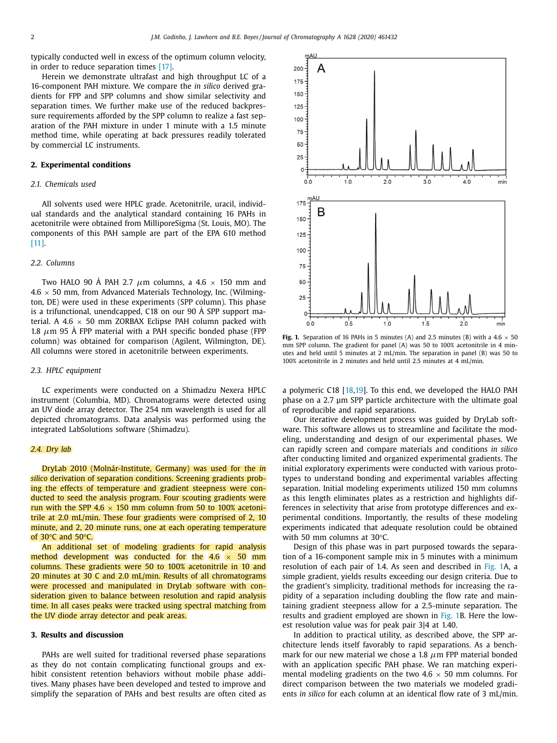typically conducted well in excess of the optimum column velocity, in order to reduce separation times [17].

Herein we demonstrate ultrafast and high throughput LC of a 16-component PAH mixture. We compare the *in silico* derived gradients for FPP and SPP columns and show similar selectivity and separation times. We further make use of the reduced backpressure requirements afforded by the SPP column to realize a fast separation of the PAH mixture in under 1 minute with a 1.5 minute method time, while operating at back pressures readily tolerated by commercial LC instruments.

## 2. Experimental conditions

### 2.1. Chemicals used

All solvents used were HPLC grade. Acetonitrile, uracil, individual standards and the analytical standard containing 16 PAHs in acetonitrile were obtained from MilliporeSigma (St. Louis, MO). The components of this PAH sample are part of the EPA 610 method [11].

### 2.2. Columns

Two HALO 90 Å PAH 2.7 $\mu$m columns, a 4.6 × 150 mm and 4.6 × 50 mm, from Advanced Materials Technology, Inc. (Wilmington, DE) were used in these experiments (SPP column). This phase is a trifunctional, unendcapped, C18 on our 90 Å SPP support material. A 4.6 × 50 mm ZORBAX Eclipse PAH column packed with 1.8 $\mu$m 95 Å FPP material with a PAH specific bonded phase (FPP column) was obtained from comparison (Agilent, Wilmington, DE). All columns were stored in acetonitrile between experiments.

### 2.3. HPLC equipment

LC experiments were conducted on a Shimadzu Nexera HPLC instrument (Columbia, MD). Chromatograms were detected using an UV diode array detector. The 254 nm wavelength is used for all depicted chromatograms. Data analysis was performed using the integrated LabSolutions software (Shimadzu).

### 2.4. Dry lab

DryLab 2010 (Molnár-Institute, Germany) was used for the *in silico* derivation of separation conditions. Screening gradients probing the effects of temperature and gradient steepness were conducted to seed the analysis program. Four scouting gradients were run with the SPP 4.6 × 150 mm column from 50 to 100% acetonitrile at 2.0 mL/min. These four gradients were comprised of 2, 10 minute, and 2, 20 minute runs, one at each operating temperature of 30°C and 50°C.

An additional set of modeling gradients for rapid analysis method development was conducted for the 4.6 × 50 mm columns. These gradients were 50 to 100% acetonitrile in 10 and 20 minutes at 30 C and 2.0 mL/min. Results of all chromatograms were processed and manipulated in DryLab software with consideration given to balance between resolution and rapid analysis time. In all cases peaks were tracked using spectral matching from the UV diode array detector and peak areas.

## 3. Results and discussion

PAHs are well suited for traditional reversed phase separations as they do not contain complicating functional groups and exhibit consistent retention behaviors without mobile phase additives. Many phases have been developed and tested to improve and simplify the separation of PAHs and best results are often cited as a polymeric C18 [18,19]. To this end, we developed the HALO PAH phase on a 2.7 µm SPP particle architecture with the ultimate goal of reproducible and rapid separations.

**Fig. 1.** Separation of 16 PAHs in 5 minutes (A) and 2.5 minutes (B) with a 4.6 × 50 mm SPP column. The gradient for panel (A) was 50 to 100% acetonitrile in 4 minutes and held until 5 minutes at 2 mL/min. The separation in panel (B) was 50 to 100% acetonitrile in 2 minutes and held until 2.5 minutes at 4 mL/min.

Our iterative development process was guided by DryLab software. This software allows us to streamline and facilitate the modeling, understanding and design of our experimental phases. We can rapidly screen and compare materials and conditions *in silico* after conducting limited and organized experimental gradients. The initial exploratory experiments were conducted with various prototypes to understand bonding and experimental variables affecting separation. Initial modeling experiments utilized 150 mm columns as this length eliminates plates as a restriction and highlights differences in selectivity that arise from prototype differences and experimental conditions. Importantly, the results of these modeling experiments indicated that adequate resolution could be obtained with 50 mm columns at 30°C.

Design of this phase was in part purposed towards the separation of a 16-component sample mix in 5 minutes with a minimum resolution of each pair of 1.4. As seen and described in Fig. 1A, a simple gradient, yields results exceeding our design criteria. Due to the gradient's simplicity, traditional methods for increasing the rapidity of a separation including doubling the flow rate and maintaining gradient steepness allow for a 2.5-minute separation. The results and gradient employed are shown in Fig. 1B. Here the lowest resolution value was for peak pair 3|4 at 1.40.

In addition to practical utility, as described above, the SPP architecture lends itself favorably to rapid separations. As a benchmark for our new material we chose a 1.8 $\mu$m FPP material bonded with an application specific PAH phase. We ran matching experimental modeling gradients on the two 4.6 × 50 mm columns. For direct comparison between the two materials we modeled gradients *in silico* for each column at an identical flow rate of 3 mL/min.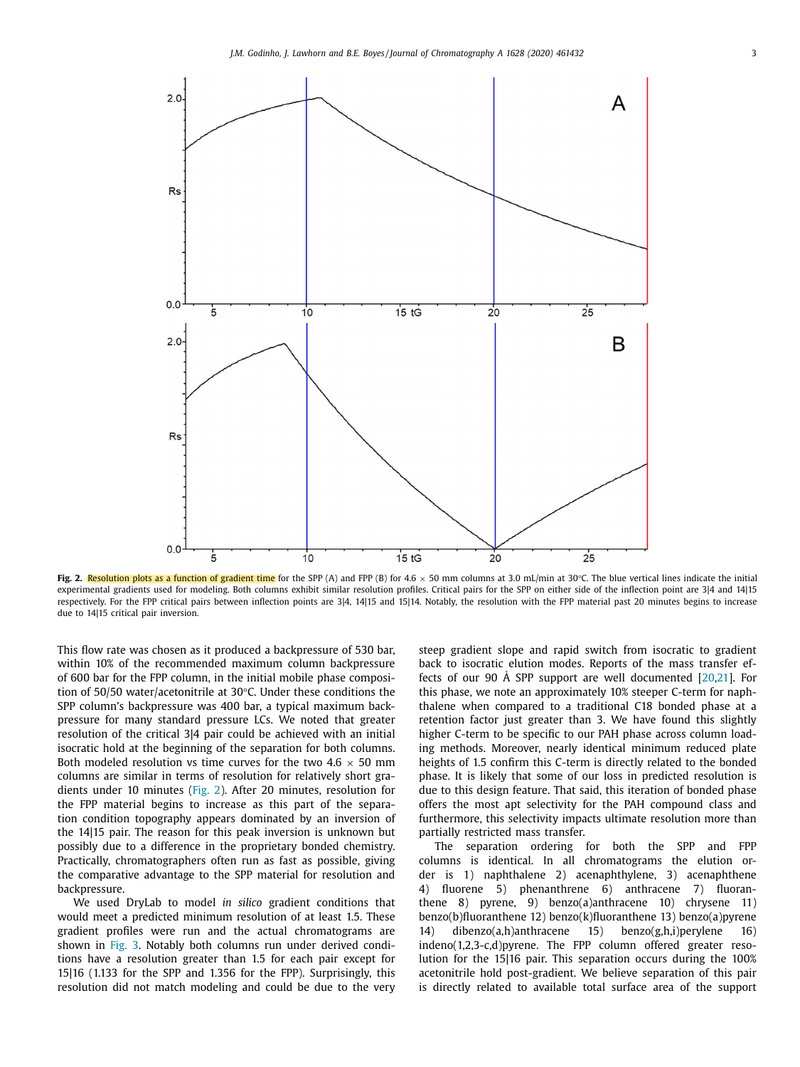**Fig. 2.** Resolution plots as a function of gradient time for the SPP (A) and FPP (B) for 4.6 × 50 mm columns at 3.0 mL/min at 30°C. The blue vertical lines indicate the initial experimental gradients used for modeling. Both columns exhibit similar resolution profiles. Critical pairs for the SPP on either side of the inflection point are 3|4 and 14|15 respectively. For the FPP critical pairs between inflection points are 3|4, 14|15 and 15|14. Notably, the resolution with the FPP material past 20 minutes begins to increase due to 14|15 critical pair inversion.

This flow rate was chosen as it produced a backpressure of 530 bar, within 10% of the recommended maximum column backpressure of 600 bar for the FPP column, in the initial mobile phase composition of 50/50 water/acetonitrile at 30°C. Under these conditions the SPP column's backpressure was 400 bar, a typical maximum backpressure for many standard pressure LCs. We noted that greater resolution of the critical 3|4 pair could be achieved with an initial isocratic hold at the beginning of the separation for both columns. Both modeled resolution vs time curves for the two 4.6 × 50 mm columns are similar in terms of resolution for relatively short gradients under 10 minutes (Fig. 2). After 20 minutes, resolution for the FPP material begins to increase as this part of the separation condition topography appears dominated by an inversion of the 14|15 pair. The reason for this peak inversion is unknown but possibly due to a difference in the proprietary bonded chemistry. Practically, chromatographers often run as fast as possible, giving the comparative advantage to the SPP material for resolution and backpressure.

We used DryLab to model *in silico* gradient conditions that would meet a predicted minimum resolution of at least 1.5. These gradient profiles were run and the actual chromatograms are shown in Fig. 3. Notably both columns run under derived conditions have a resolution greater than 1.5 for each pair except for 15|16 (1.133 for the SPP and 1.356 for the FPP). Surprisingly, this resolution did not match modeling and could be due to the very steep gradient slope and rapid switch from isocratic to gradient back to isocratic elution modes. Reports of the mass transfer effects of our 90 Å SPP support are well documented [20,21]. For this phase, we note an approximately 10% steeper C-term for naphthalene when compared to a traditional C18 bonded phase at a retention factor just greater than 3. We have found this slightly higher C-term to be specific to our PAH phase across column loading methods. Moreover, nearly identical minimum reduced plate heights of 1.5 confirm this C-term is directly related to the bonded phase. It is likely that some of our loss in predicted resolution is due to this design feature. That said, this iteration of bonded phase offers the most apt selectivity for the PAH compound class and furthermore, this selectivity impacts ultimate resolution more than partially restricted mass transfer.

The separation ordering for both the SPP and FPP columns is identical. In all chromatograms the elution order is 1) naphthalene 2) acenaphthylene, 3) acenaphthene 4) fluorene 5) phenanthrene 6) anthracene 7) fluoranthene 8) pyrene, 9) benzo(a)anthracene 10) chrysene 11) benzo(b)fluoranthene 12) benzo(k)fluoranthene 13) benzo(a)pyrene 14) dibenzo(a,h)anthracene 15) benzo(g,h,i)perylene 16) indeno(1,2,3-c,d)pyrene. The FPP column offered greater resolution for the 15|16 pair. This separation occurs during the 100% acetonitrile hold post-gradient. We believe separation of this pair is directly related to available total surface area of the support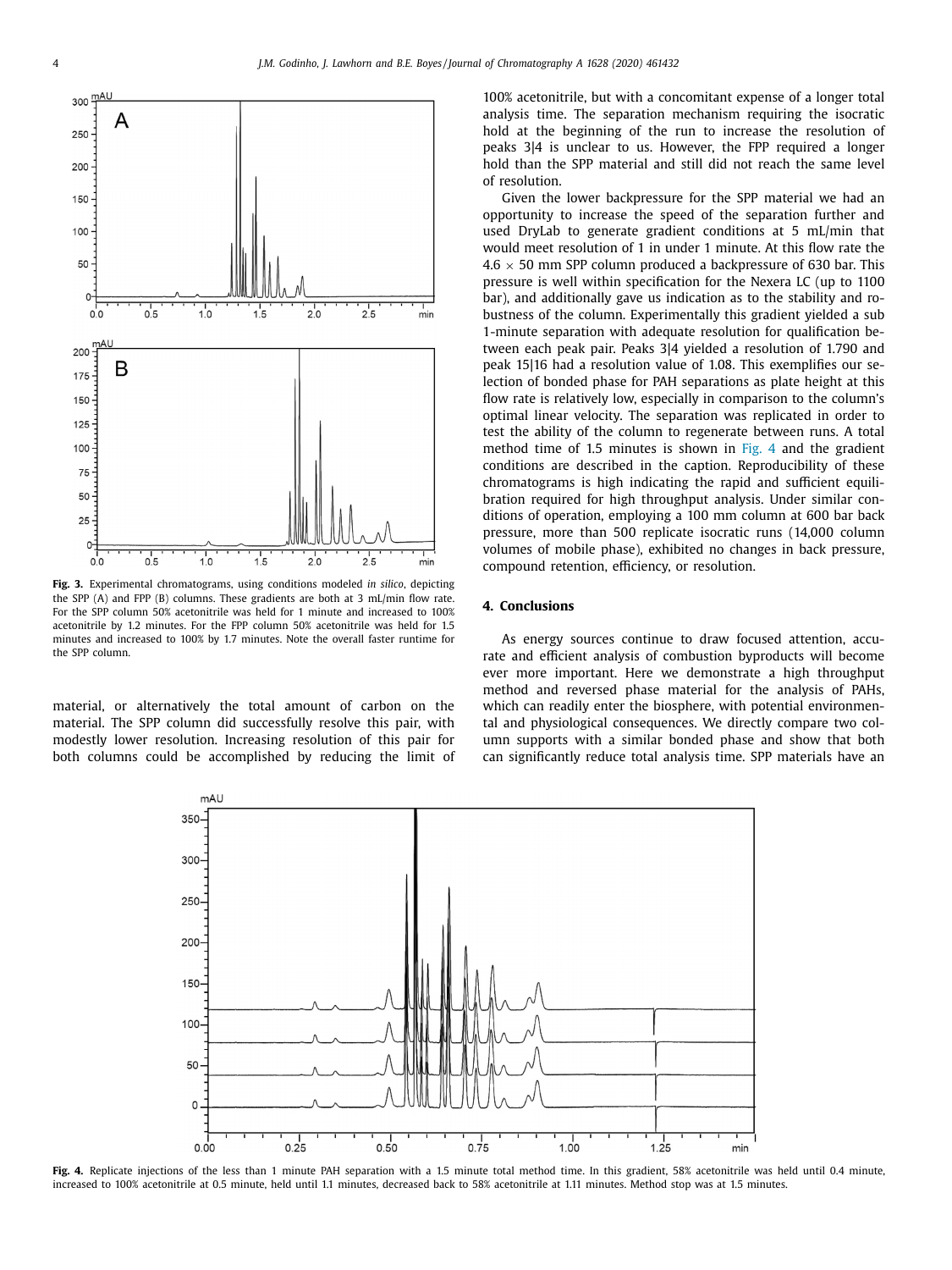material, or alternatively the total amount of carbon on the material. The SPP column did successfully resolve this pair, with modestly lower resolution. Increasing resolution of this pair for both columns could be accomplished by reducing the limit of 100% acetonitrile, but with a concomitant expense of a longer total analysis time. The separation mechanism requiring the isocratic hold at the beginning of the run to increase the resolution of peaks 3|4 is unclear to us. However, the FPP required a longer hold than the SPP material and still did not reach the same level of resolution.

Given the lower backpressure for the SPP material we had an opportunity to increase the speed of the separation further and used DryLab to generate gradient conditions at 5 mL/min that would meet resolution of 1 in under 1 minute. At this flow rate the 4.6 × 50 mm SPP column produced a backpressure of 630 bar. This pressure is well within specification for the Nexera LC (up to 1100 bar), and additionally gave us indication as to the stability and robustness of the column. Experimentally this gradient yielded a sub 1-minute separation with adequate resolution for qualification between each peak pair. Peaks 3|4 yielded a resolution of 1.790 and peak 15|16 had a resolution value of 1.08. This exemplifies our selection of bonded phase for PAH separations as plate height at this flow rate is relatively low, especially in comparison to the column's optimal linear velocity. The separation was replicated in order to test the ability of the column to regenerate between runs. A total method time of 1.5 minutes is shown in Fig. 4 and the gradient conditions are described in the caption. Reproducibility of these chromatograms is high indicating the rapid and sufficient equilibration required for high throughput analysis. Under similar conditions of operation, employing a 100 mm column at 600 bar back pressure, more than 500 replicate isocratic runs (14,000 column volumes of mobile phase), exhibited no changes in back pressure, compound retention, efficiency, or resolution.

**Fig. 3.** Experimental chromatograms, using conditions modeled *in silico*, depicting the SPP (A) and FPP (B) columns. These gradients are both at 3 mL/min flow rate. For the SPP column 50% acetonitrile was held for 1 minute and increased to 100% acetonitrile by 1.2 minutes. For the FPP column 50% acetonitrile was held for 1.5 minutes and increased to 100% by 1.7 minutes. Note the overall faster runtime for the SPP column.

## 4. Conclusions

As energy sources continue to draw focused attention, accurate and efficient analysis of combustion byproducts will become ever more important. Here we demonstrate a high throughput method and reversed phase material for the analysis of PAHs, which can readily enter the biosphere, with potential environmental and physiological consequences. We directly compare two column supports with a similar bonded phase and show that both can significantly reduce total analysis time. SPP materials have an

**Fig. 4.** Replicate injections of the less than 1 minute PAH separation with a 1.5 minute total method time. In this gradient, 58% acetonitrile was held until 0.4 minute, increased to 100% acetonitrile at 0.5 minute, held until 1.1 minutes, decreased back to 58% acetonitrile at 1.11 minutes. Method stop was at 1.5 minutes.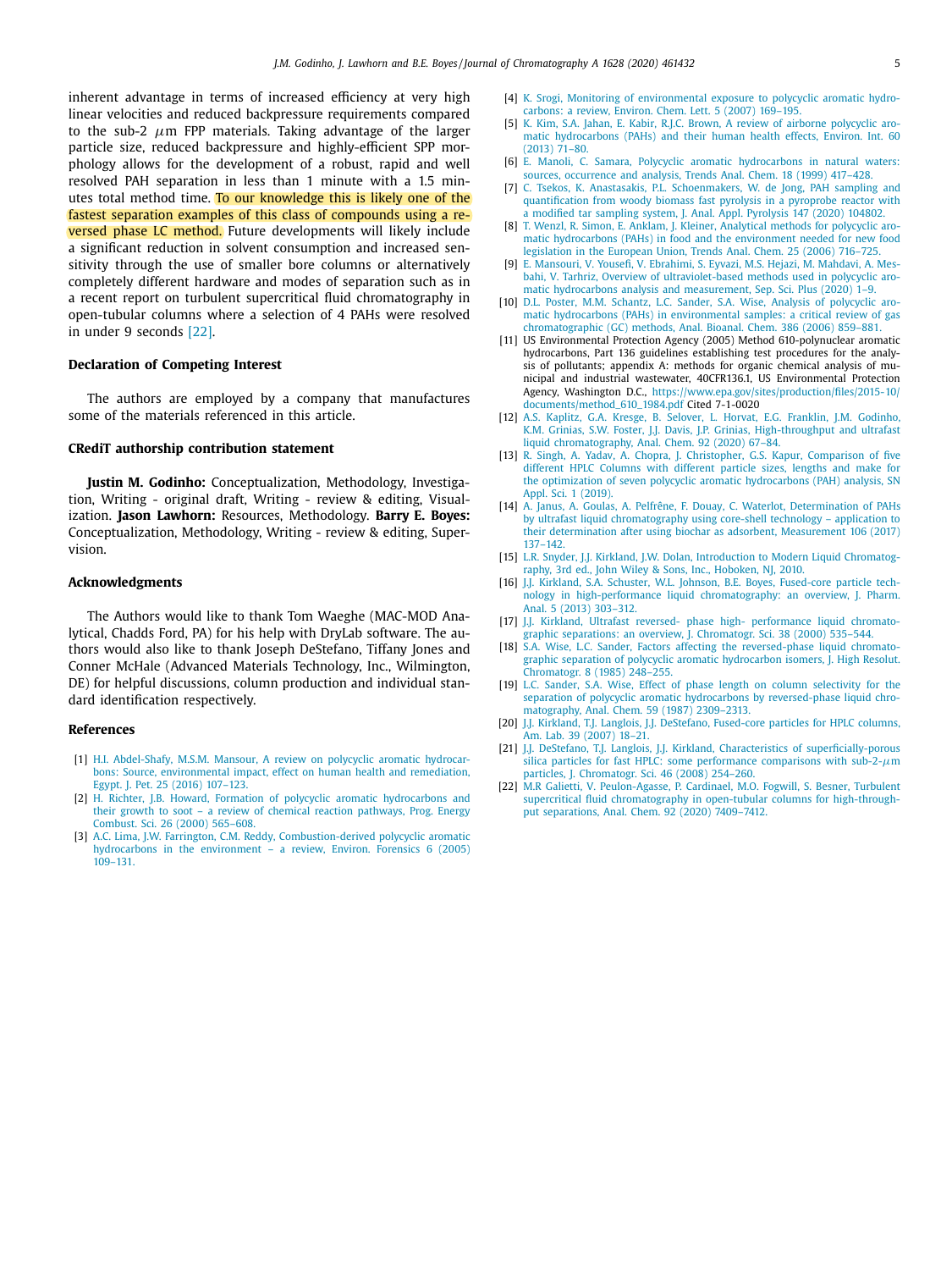inherent advantage in terms of increased efficiency at very high linear velocities and reduced backpressure requirements compared to the sub-2 $\mu$m FPP materials. Taking advantage of the larger particle size, reduced backpressure and highly-efficient SPP morphology allows for the development of a robust, rapid and well resolved PAH separation in less than 1 minute with a 1.5 minutes total method time. To our knowledge this is likely one of the fastest separation examples of this class of compounds using a reversed phase LC method. Future developments will likely include a significant reduction in solvent consumption and increased sensitivity through the use of smaller bore columns or alternatively completely different hardware and modes of separation such as in a recent report on turbulent supercritical fluid chromatography in open-tubular columns where a selection of 4 PAHs were resolved in under 9 seconds [22].

## Declaration of Competing Interest

The authors are employed by a company that manufactures some of the materials referenced in this article.

## CRediT authorship contribution statement

**Justin M. Godinho:** Conceptualization, Methodology, Investigation, Writing - original draft, Writing - review & editing, Visualization. **Jason Lawhorn:** Resources, Methodology. **Barry E. Boyes:** Conceptualization, Methodology, Writing - review & editing, Supervision.

## Acknowledgments

The Authors would like to thank Tom Waeghe (MAC-MOD Analytical, Chadds Ford, PA) for his help with DryLab software. The authors would also like to thank Joseph DeStefano, Tiffany Jones and Conner McHale (Advanced Materials Technology, Inc., Wilmington, DE) for helpful discussions, column production and individual standard identification respectively.

## References

[1] H.I. Abdel-Shafy, M.S.M. Mansour, A review on polycyclic aromatic hydrocarbons: Source, environmental impact, effect on human health and remediation, Egypt. J. Pet. 25 (2016) 107–123.

[2] H. Richter, J.B. Howard, Formation of polycyclic aromatic hydrocarbons and their growth to soot – a review of chemical reaction pathways, Prog. Energy Combust. Sci. 26 (2000) 565–608.

[3] A.C. Lima, J.W. Farrington, C.M. Reddy, Combustion-derived polycyclic aromatic hydrocarbons in the environment – a review, Environ. Forensics 6 (2005) 109–131.

[4] K. Srogi, Monitoring of environmental exposure to polycyclic aromatic hydrocarbons: a review, Environ. Chem. Lett. 5 (2007) 169–195.

[5] K. Kim, S.A. Jahan, E. Kabir, R.J.C. Brown, A review of airborne polycyclic aromatic hydrocarbons (PAHs) and their human health effects, Environ. Int. 60 (2013) 71–80.

[6] E. Manoli, C. Samara, Polycyclic aromatic hydrocarbons in natural waters: sources, occurrence and analysis, Trends Anal. Chem. 18 (1999) 417–428.

[7] C. Tsekos, K. Anastasakis, P.L. Schoenmakers, W. de Jong, PAH sampling and quantification from woody biomass fast pyrolysis in a pyroprobe reactor with a modified tar sampling system, J. Anal. Appl. Pyrolysis 147 (2020) 104802.

[8] T. Wenzl, R. Simon, E. Anklam, J. Kleiner, Analytical methods for polycyclic aromatic hydrocarbons (PAHs) in food and the environment needed for new food legislation in the European Union, Trends Anal. Chem. 25 (2006) 716–725.

[9] E. Mansouri, V. Yousefi, V. Ebrahimi, S. Eyvazi, M.S. Hejazi, M. Mahdavi, A. Mesbahi, V. Tarhriz, Overview of ultraviolet-based methods used in polycyclic aromatic hydrocarbons analysis and measurement, Sep. Sci. Plus (2020) 1–9.

[10] D.L. Poster, M.M. Schantz, L.C. Sander, S.A. Wise, Analysis of polycyclic aromatic hydrocarbons (PAHs) in environmental samples: a critical review of gas chromatographic (GC) methods, Anal. Bioanal. Chem. 386 (2006) 859–881.

[11] US Environmental Protection Agency (2005) Method 610-polynuclear aromatic hydrocarbons, Part 136 guidelines establishing test procedures for the analysis of pollutants; appendix A: methods for organic chemical analysis of municipal and industrial wastewater, 40CFR136.1, US Environmental Protection Agency, Washington D.C., https://www.epa.gov/sites/production/files/2015-10/documents/method_610_1984.pdf Cited 7-1-0020

[12] A.S. Kaplitz, G.A. Kresge, B. Selover, L. Horvat, E.G. Franklin, J.M. Godinho, K.M. Grinias, S.W. Foster, J.J. Davis, J.P. Grinias, High-throughput and ultrafast liquid chromatography, Anal. Chem. 92 (2020) 67–84.

[13] R. Singh, A. Yadav, A. Chopra, J. Christopher, G.S. Kapur, Comparison of five different HPLC Columns with different particle sizes, lengths and make for the optimization of seven polycyclic aromatic hydrocarbons (PAH) analysis, SN Appl. Sci. 1 (2019).

[14] A. Janus, A. Goulas, A. Pelfrêne, F. Douay, C. Waterlot, Determination of PAHs by ultrafast liquid chromatography using core-shell technology – application to their determination after using biochar as adsorbent, Measurement 106 (2017) 137–142.

[15] L.R. Snyder, J.J. Kirkland, J.W. Dolan, Introduction to Modern Liquid Chromatography, 3rd ed., John Wiley & Sons, Inc., Hoboken, NJ, 2010.

[16] J.J. Kirkland, S.A. Schuster, W.L. Johnson, B.E. Boyes, Fused-core particle technology in high-performance liquid chromatography: an overview, J. Pharm. Anal. 5 (2013) 303–312.

[17] J.J. Kirkland, Ultrafast reversed- phase high- performance liquid chromatographic separations: an overview, J. Chromatogr. Sci. 38 (2000) 535–544.

[18] S.A. Wise, L.C. Sander, Factors affecting the reversed-phase liquid chromatographic separation of polycyclic aromatic hydrocarbon isomers, J. High Resolut. Chromatogr. 8 (1985) 248–255.

[19] L.C. Sander, S.A. Wise, Effect of phase length on column selectivity for the separation of polycyclic aromatic hydrocarbons by reversed-phase liquid chromatography, Anal. Chem. 59 (1987) 2309–2313.

[20] J.J. Kirkland, T.J. Langlois, J.J. DeStefano, Fused-core particles for HPLC columns, Am. Lab. 39 (2007) 18–21.

[21] J.J. DeStefano, T.J. Langlois, J.J. Kirkland, Characteristics of superficially-porous silica particles for fast HPLC: some performance comparisons with sub-2-$\mu$m particles, J. Chromatogr. Sci. 46 (2008) 254–260.

[22] M.R Galietti, V. Peulon-Agasse, P. Cardinael, M.O. Fogwill, S. Besner, Turbulent supercritical fluid chromatography in open-tubular columns for high-throughput separations, Anal. Chem. 92 (2020) 7409–7412.